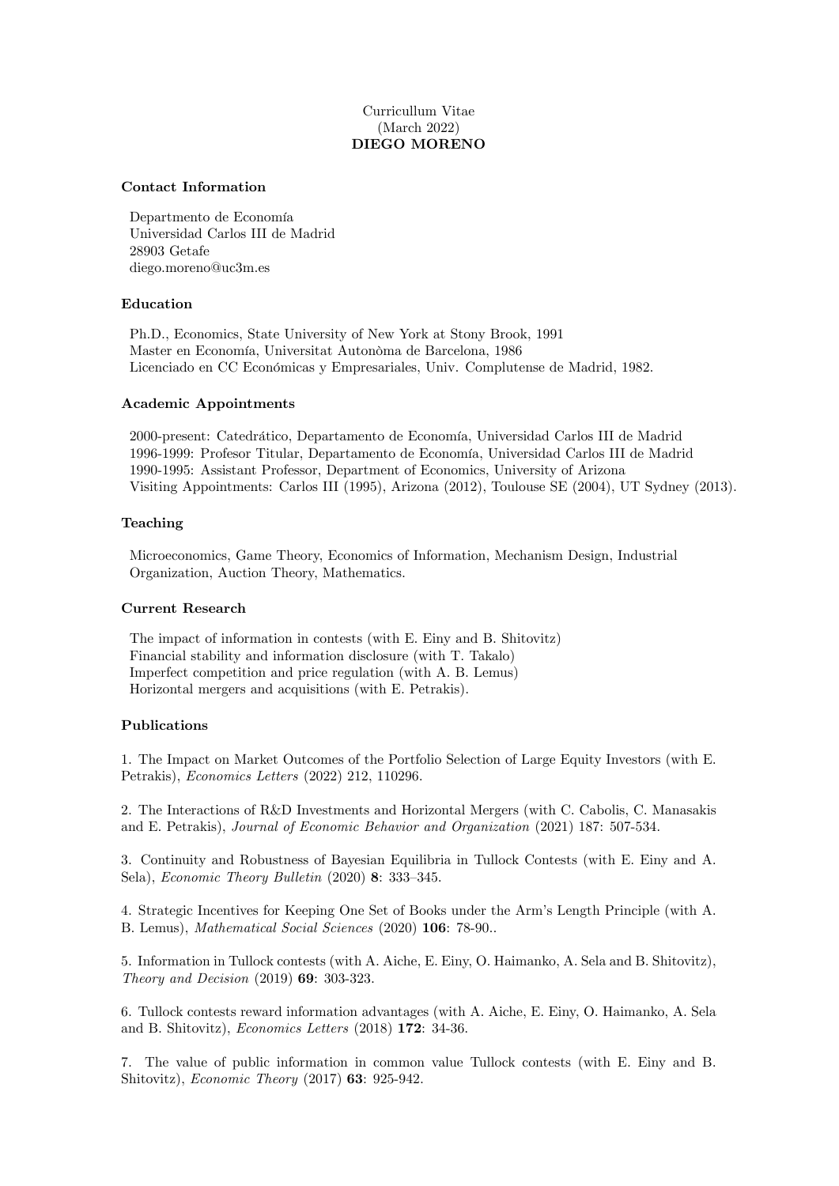Curricullum Vitae
(March 2022)
**DIEGO MORENO**

### Contact Information

Departmento de Economía
Universidad Carlos III de Madrid
28903 Getafe
diego.moreno@uc3m.es

### Education

Ph.D., Economics, State University of New York at Stony Brook, 1991
Master en Economía, Universitat Autonòma de Barcelona, 1986
Licenciado en CC Económicas y Empresariales, Univ. Complutense de Madrid, 1982.

### Academic Appointments

2000-present: Catedrático, Departamento de Economía, Universidad Carlos III de Madrid
1996-1999: Profesor Titular, Departamento de Economía, Universidad Carlos III de Madrid
1990-1995: Assistant Professor, Department of Economics, University of Arizona
Visiting Appointments: Carlos III (1995), Arizona (2012), Toulouse SE (2004), UT Sydney (2013).

### Teaching

Microeconomics, Game Theory, Economics of Information, Mechanism Design, Industrial Organization, Auction Theory, Mathematics.

### Current Research

The impact of information in contests (with E. Einy and B. Shitovitz)
Financial stability and information disclosure (with T. Takalo)
Imperfect competition and price regulation (with A. B. Lemus)
Horizontal mergers and acquisitions (with E. Petrakis).

### Publications

1. The Impact on Market Outcomes of the Portfolio Selection of Large Equity Investors (with E. Petrakis), *Economics Letters* (2022) 212, 110296.

2. The Interactions of R&D Investments and Horizontal Mergers (with C. Cabolis, C. Manasakis and E. Petrakis), *Journal of Economic Behavior and Organization* (2021) 187: 507-534.

3. Continuity and Robustness of Bayesian Equilibria in Tullock Contests (with E. Einy and A. Sela), *Economic Theory Bulletin* (2020) **8**: 333–345.

4. Strategic Incentives for Keeping One Set of Books under the Arm's Length Principle (with A. B. Lemus), *Mathematical Social Sciences* (2020) **106**: 78-90..

5. Information in Tullock contests (with A. Aiche, E. Einy, O. Haimanko, A. Sela and B. Shitovitz), *Theory and Decision* (2019) **69**: 303-323.

6. Tullock contests reward information advantages (with A. Aiche, E. Einy, O. Haimanko, A. Sela and B. Shitovitz), *Economics Letters* (2018) **172**: 34-36.

7. The value of public information in common value Tullock contests (with E. Einy and B. Shitovitz), *Economic Theory* (2017) **63**: 925-942.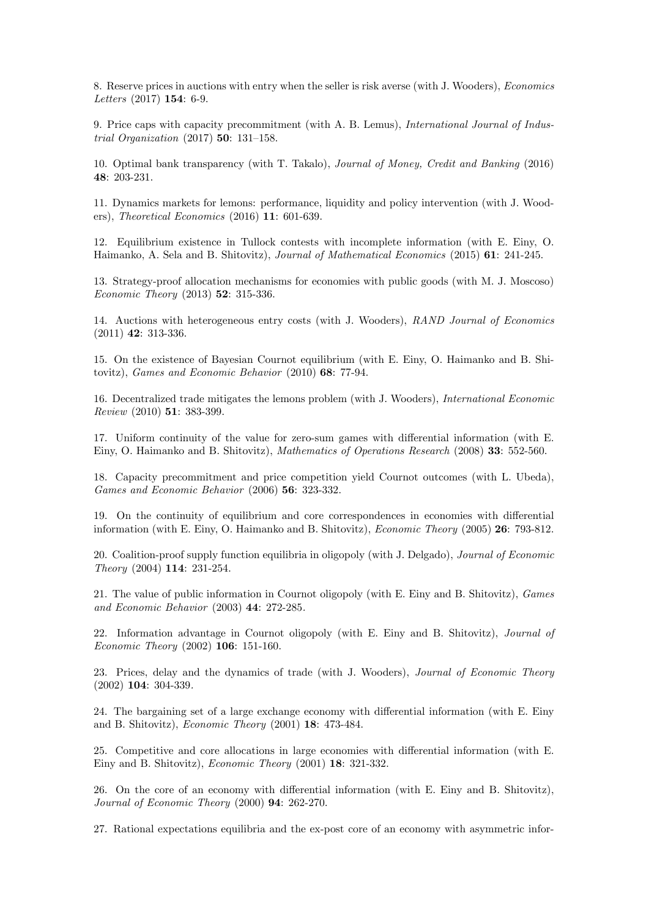8. Reserve prices in auctions with entry when the seller is risk averse (with J. Wooders), *Economics Letters* (2017) **154**: 6-9.

9. Price caps with capacity precommitment (with A. B. Lemus), *International Journal of Industrial Organization* (2017) **50**: 131–158.

10. Optimal bank transparency (with T. Takalo), *Journal of Money, Credit and Banking* (2016) **48**: 203-231.

11. Dynamics markets for lemons: performance, liquidity and policy intervention (with J. Wooders), *Theoretical Economics* (2016) **11**: 601-639.

12. Equilibrium existence in Tullock contests with incomplete information (with E. Einy, O. Haimanko, A. Sela and B. Shitovitz), *Journal of Mathematical Economics* (2015) **61**: 241-245.

13. Strategy-proof allocation mechanisms for economies with public goods (with M. J. Moscoso) *Economic Theory* (2013) **52**: 315-336.

14. Auctions with heterogeneous entry costs (with J. Wooders), *RAND Journal of Economics* (2011) **42**: 313-336.

15. On the existence of Bayesian Cournot equilibrium (with E. Einy, O. Haimanko and B. Shitovitz), *Games and Economic Behavior* (2010) **68**: 77-94.

16. Decentralized trade mitigates the lemons problem (with J. Wooders), *International Economic Review* (2010) **51**: 383-399.

17. Uniform continuity of the value for zero-sum games with differential information (with E. Einy, O. Haimanko and B. Shitovitz), *Mathematics of Operations Research* (2008) **33**: 552-560.

18. Capacity precommitment and price competition yield Cournot outcomes (with L. Ubeda), *Games and Economic Behavior* (2006) **56**: 323-332.

19. On the continuity of equilibrium and core correspondences in economies with differential information (with E. Einy, O. Haimanko and B. Shitovitz), *Economic Theory* (2005) **26**: 793-812.

20. Coalition-proof supply function equilibria in oligopoly (with J. Delgado), *Journal of Economic Theory* (2004) **114**: 231-254.

21. The value of public information in Cournot oligopoly (with E. Einy and B. Shitovitz), *Games and Economic Behavior* (2003) **44**: 272-285.

22. Information advantage in Cournot oligopoly (with E. Einy and B. Shitovitz), *Journal of Economic Theory* (2002) **106**: 151-160.

23. Prices, delay and the dynamics of trade (with J. Wooders), *Journal of Economic Theory* (2002) **104**: 304-339.

24. The bargaining set of a large exchange economy with differential information (with E. Einy and B. Shitovitz), *Economic Theory* (2001) **18**: 473-484.

25. Competitive and core allocations in large economies with differential information (with E. Einy and B. Shitovitz), *Economic Theory* (2001) **18**: 321-332.

26. On the core of an economy with differential information (with E. Einy and B. Shitovitz), *Journal of Economic Theory* (2000) **94**: 262-270.

27. Rational expectations equilibria and the ex-post core of an economy with asymmetric infor-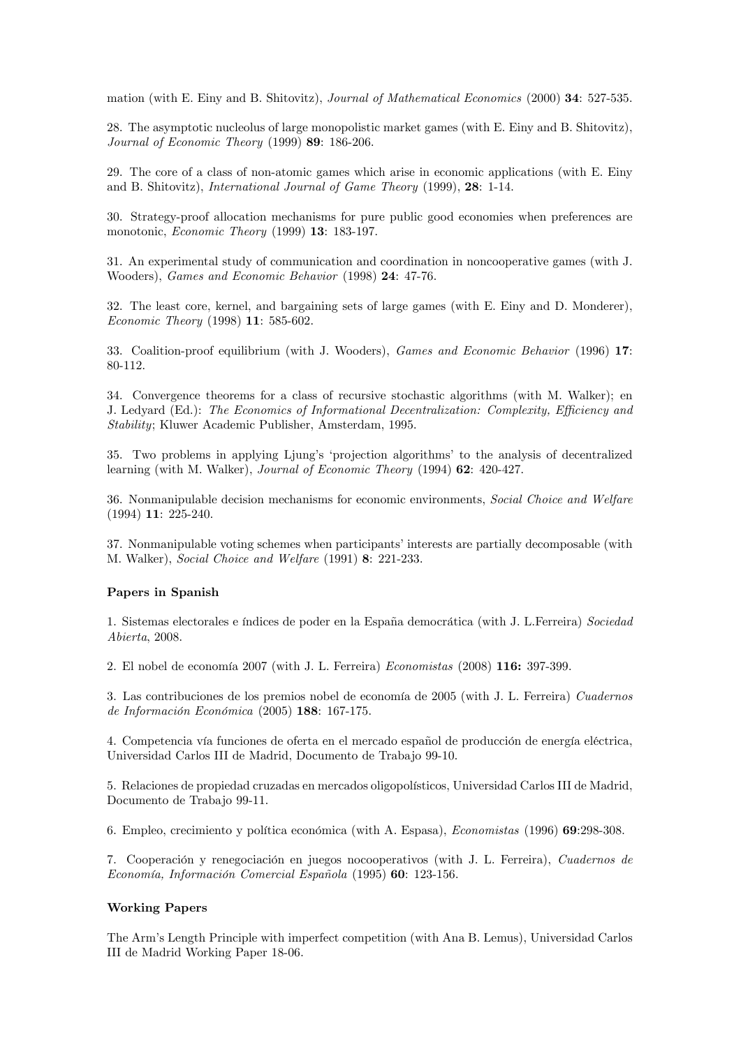mation (with E. Einy and B. Shitovitz), *Journal of Mathematical Economics* (2000) **34**: 527-535.

28. The asymptotic nucleolus of large monopolistic market games (with E. Einy and B. Shitovitz), *Journal of Economic Theory* (1999) **89**: 186-206.

29. The core of a class of non-atomic games which arise in economic applications (with E. Einy and B. Shitovitz), *International Journal of Game Theory* (1999), **28**: 1-14.

30. Strategy-proof allocation mechanisms for pure public good economies when preferences are monotonic, *Economic Theory* (1999) **13**: 183-197.

31. An experimental study of communication and coordination in noncooperative games (with J. Wooders), *Games and Economic Behavior* (1998) **24**: 47-76.

32. The least core, kernel, and bargaining sets of large games (with E. Einy and D. Monderer), *Economic Theory* (1998) **11**: 585-602.

33. Coalition-proof equilibrium (with J. Wooders), *Games and Economic Behavior* (1996) **17**: 80-112.

34. Convergence theorems for a class of recursive stochastic algorithms (with M. Walker); en J. Ledyard (Ed.): *The Economics of Informational Decentralization: Complexity, Efficiency and Stability*; Kluwer Academic Publisher, Amsterdam, 1995.

35. Two problems in applying Ljung's 'projection algorithms' to the analysis of decentralized learning (with M. Walker), *Journal of Economic Theory* (1994) **62**: 420-427.

36. Nonmanipulable decision mechanisms for economic environments, *Social Choice and Welfare* (1994) **11**: 225-240.

37. Nonmanipulable voting schemes when participants' interests are partially decomposable (with M. Walker), *Social Choice and Welfare* (1991) **8**: 221-233.

**Papers in Spanish**

1. Sistemas electorales e índices de poder en la España democrática (with J. L.Ferreira) *Sociedad Abierta*, 2008.

2. El nobel de economía 2007 (with J. L. Ferreira) *Economistas* (2008) **116:** 397-399.

3. Las contribuciones de los premios nobel de economía de 2005 (with J. L. Ferreira) *Cuadernos de Información Económica* (2005) **188**: 167-175.

4. Competencia vía funciones de oferta en el mercado español de producción de energía eléctrica, Universidad Carlos III de Madrid, Documento de Trabajo 99-10.

5. Relaciones de propiedad cruzadas en mercados oligopolísticos, Universidad Carlos III de Madrid, Documento de Trabajo 99-11.

6. Empleo, crecimiento y política económica (with A. Espasa), *Economistas* (1996) **69**:298-308.

7. Cooperación y renegociación en juegos nocooperativos (with J. L. Ferreira), *Cuadernos de Economía, Información Comercial Española* (1995) **60**: 123-156.

**Working Papers**

The Arm's Length Principle with imperfect competition (with Ana B. Lemus), Universidad Carlos III de Madrid Working Paper 18-06.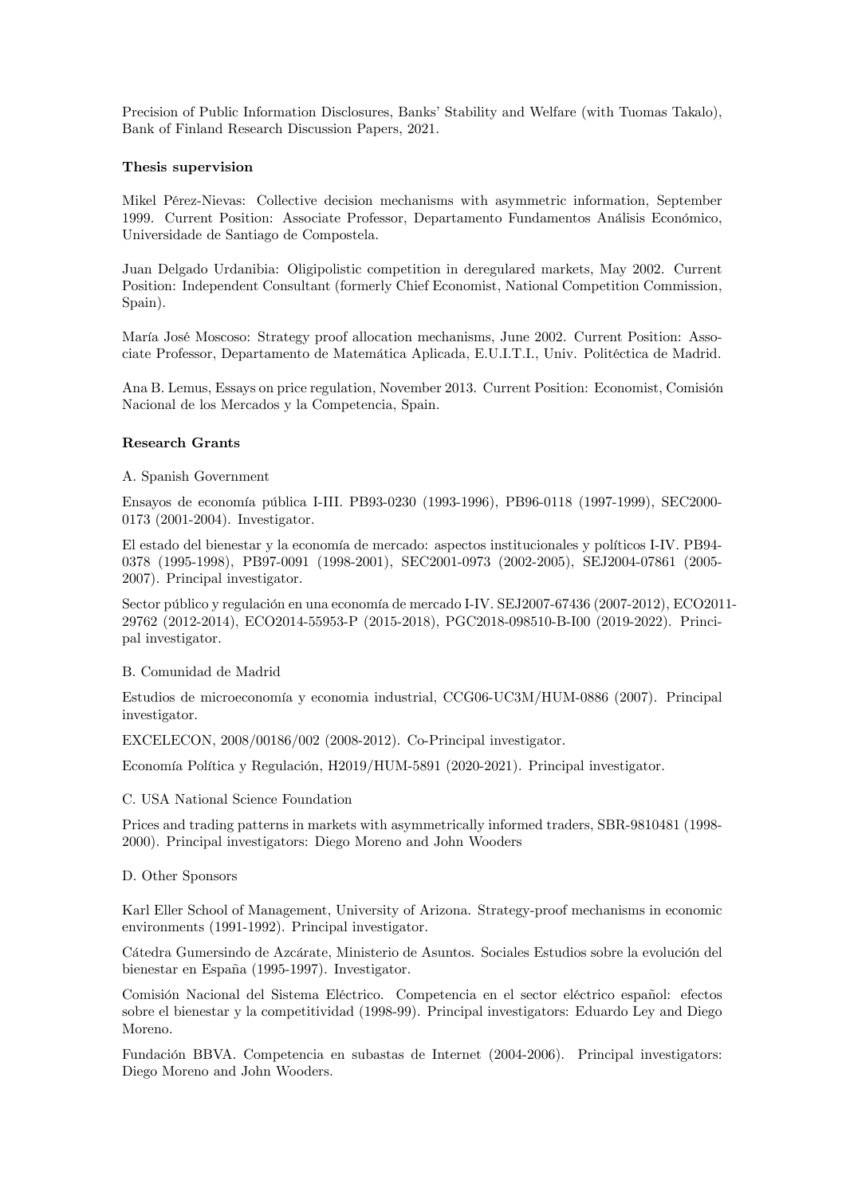Precision of Public Information Disclosures, Banks' Stability and Welfare (with Tuomas Takalo), Bank of Finland Research Discussion Papers, 2021.

**Thesis supervision**

Mikel Pérez-Nievas: Collective decision mechanisms with asymmetric information, September 1999. Current Position: Associate Professor, Departamento Fundamentos Análisis Económico, Universidade de Santiago de Compostela.

Juan Delgado Urdanibia: Oligipolistic competition in deregulared markets, May 2002. Current Position: Independent Consultant (formerly Chief Economist, National Competition Commission, Spain).

María José Moscoso: Strategy proof allocation mechanisms, June 2002. Current Position: Associate Professor, Departamento de Matemática Aplicada, E.U.I.T.I., Univ. Politéctica de Madrid.

Ana B. Lemus, Essays on price regulation, November 2013. Current Position: Economist, Comisión Nacional de los Mercados y la Competencia, Spain.

**Research Grants**

A. Spanish Government

Ensayos de economía pública I-III. PB93-0230 (1993-1996), PB96-0118 (1997-1999), SEC2000-0173 (2001-2004). Investigator.

El estado del bienestar y la economía de mercado: aspectos institucionales y políticos I-IV. PB94-0378 (1995-1998), PB97-0091 (1998-2001), SEC2001-0973 (2002-2005), SEJ2004-07861 (2005-2007). Principal investigator.

Sector público y regulación en una economía de mercado I-IV. SEJ2007-67436 (2007-2012), ECO2011-29762 (2012-2014), ECO2014-55953-P (2015-2018), PGC2018-098510-B-I00 (2019-2022). Principal investigator.

B. Comunidad de Madrid

Estudios de microeconomía y economia industrial, CCG06-UC3M/HUM-0886 (2007). Principal investigator.

EXCELECON, 2008/00186/002 (2008-2012). Co-Principal investigator.

Economía Política y Regulación, H2019/HUM-5891 (2020-2021). Principal investigator.

C. USA National Science Foundation

Prices and trading patterns in markets with asymmetrically informed traders, SBR-9810481 (1998-2000). Principal investigators: Diego Moreno and John Wooders

D. Other Sponsors

Karl Eller School of Management, University of Arizona. Strategy-proof mechanisms in economic environments (1991-1992). Principal investigator.

Cátedra Gumersindo de Azcárate, Ministerio de Asuntos. Sociales Estudios sobre la evolución del bienestar en España (1995-1997). Investigator.

Comisión Nacional del Sistema Eléctrico. Competencia en el sector eléctrico español: efectos sobre el bienestar y la competitividad (1998-99). Principal investigators: Eduardo Ley and Diego Moreno.

Fundación BBVA. Competencia en subastas de Internet (2004-2006). Principal investigators: Diego Moreno and John Wooders.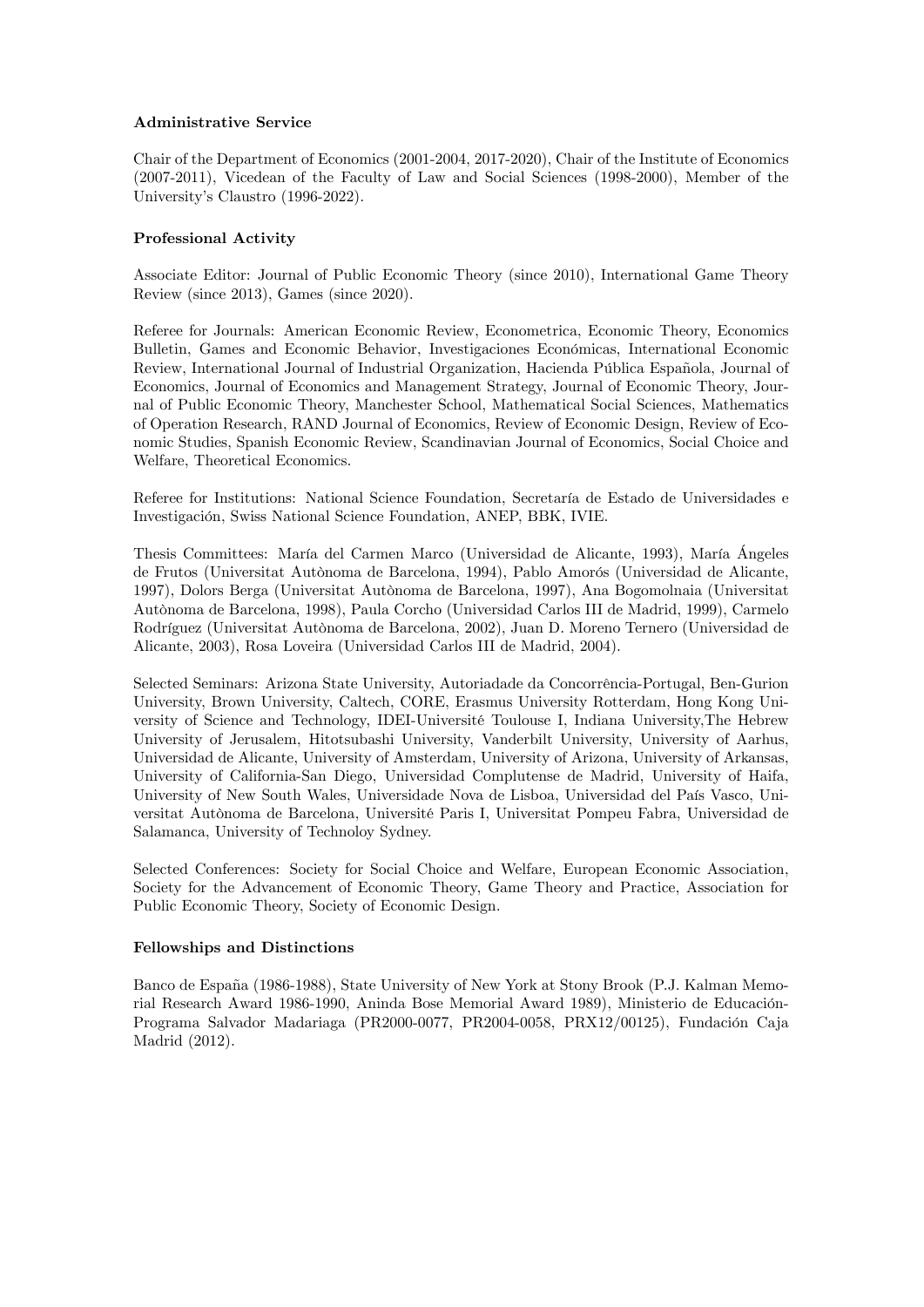**Administrative Service**

Chair of the Department of Economics (2001-2004, 2017-2020), Chair of the Institute of Economics (2007-2011), Vicedean of the Faculty of Law and Social Sciences (1998-2000), Member of the University's Claustro (1996-2022).

**Professional Activity**

Associate Editor: Journal of Public Economic Theory (since 2010), International Game Theory Review (since 2013), Games (since 2020).

Referee for Journals: American Economic Review, Econometrica, Economic Theory, Economics Bulletin, Games and Economic Behavior, Investigaciones Económicas, International Economic Review, International Journal of Industrial Organization, Hacienda Pública Española, Journal of Economics, Journal of Economics and Management Strategy, Journal of Economic Theory, Journal of Public Economic Theory, Manchester School, Mathematical Social Sciences, Mathematics of Operation Research, RAND Journal of Economics, Review of Economic Design, Review of Economic Studies, Spanish Economic Review, Scandinavian Journal of Economics, Social Choice and Welfare, Theoretical Economics.

Referee for Institutions: National Science Foundation, Secretaría de Estado de Universidades e Investigación, Swiss National Science Foundation, ANEP, BBK, IVIE.

Thesis Committees: María del Carmen Marco (Universidad de Alicante, 1993), María Ángeles de Frutos (Universitat Autònoma de Barcelona, 1994), Pablo Amorós (Universidad de Alicante, 1997), Dolors Berga (Universitat Autònoma de Barcelona, 1997), Ana Bogomolnaia (Universitat Autònoma de Barcelona, 1998), Paula Corcho (Universidad Carlos III de Madrid, 1999), Carmelo Rodríguez (Universitat Autònoma de Barcelona, 2002), Juan D. Moreno Ternero (Universidad de Alicante, 2003), Rosa Loveira (Universidad Carlos III de Madrid, 2004).

Selected Seminars: Arizona State University, Autoriadade da Concorrência-Portugal, Ben-Gurion University, Brown University, Caltech, CORE, Erasmus University Rotterdam, Hong Kong University of Science and Technology, IDEI-Université Toulouse I, Indiana University,The Hebrew University of Jerusalem, Hitotsubashi University, Vanderbilt University, University of Aarhus, Universidad de Alicante, University of Amsterdam, University of Arizona, University of Arkansas, University of California-San Diego, Universidad Complutense de Madrid, University of Haifa, University of New South Wales, Universidade Nova de Lisboa, Universidad del País Vasco, Universitat Autònoma de Barcelona, Université Paris I, Universitat Pompeu Fabra, Universidad de Salamanca, University of Technoloy Sydney.

Selected Conferences: Society for Social Choice and Welfare, European Economic Association, Society for the Advancement of Economic Theory, Game Theory and Practice, Association for Public Economic Theory, Society of Economic Design.

**Fellowships and Distinctions**

Banco de España (1986-1988), State University of New York at Stony Brook (P.J. Kalman Memorial Research Award 1986-1990, Aninda Bose Memorial Award 1989), Ministerio de Educación-Programa Salvador Madariaga (PR2000-0077, PR2004-0058, PRX12/00125), Fundación Caja Madrid (2012).